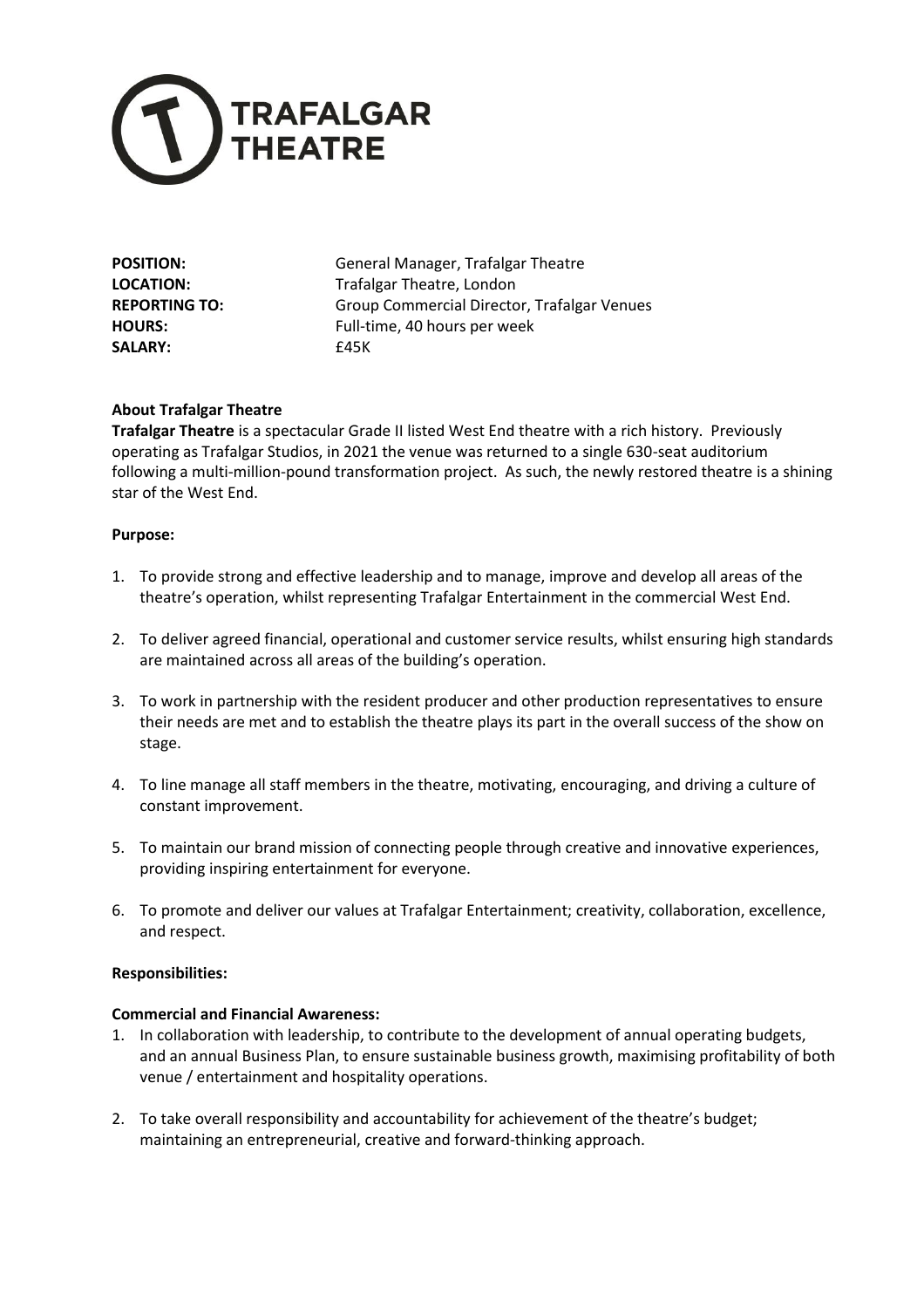# TRAFALGAR THEATRE

| | |
|---|---|
| **POSITION:** | General Manager, Trafalgar Theatre |
| **LOCATION:** | Trafalgar Theatre, London |
| **REPORTING TO:** | Group Commercial Director, Trafalgar Venues |
| **HOURS:** | Full-time, 40 hours per week |
| **SALARY:** | £45K |

**About Trafalgar Theatre**

**Trafalgar Theatre** is a spectacular Grade II listed West End theatre with a rich history. Previously operating as Trafalgar Studios, in 2021 the venue was returned to a single 630-seat auditorium following a multi-million-pound transformation project. As such, the newly restored theatre is a shining star of the West End.

**Purpose:**

1. To provide strong and effective leadership and to manage, improve and develop all areas of the theatre's operation, whilst representing Trafalgar Entertainment in the commercial West End.
2. To deliver agreed financial, operational and customer service results, whilst ensuring high standards are maintained across all areas of the building's operation.
3. To work in partnership with the resident producer and other production representatives to ensure their needs are met and to establish the theatre plays its part in the overall success of the show on stage.
4. To line manage all staff members in the theatre, motivating, encouraging, and driving a culture of constant improvement.
5. To maintain our brand mission of connecting people through creative and innovative experiences, providing inspiring entertainment for everyone.
6. To promote and deliver our values at Trafalgar Entertainment; creativity, collaboration, excellence, and respect.

**Responsibilities:**

**Commercial and Financial Awareness:**

1. In collaboration with leadership, to contribute to the development of annual operating budgets, and an annual Business Plan, to ensure sustainable business growth, maximising profitability of both venue / entertainment and hospitality operations.
2. To take overall responsibility and accountability for achievement of the theatre's budget; maintaining an entrepreneurial, creative and forward-thinking approach.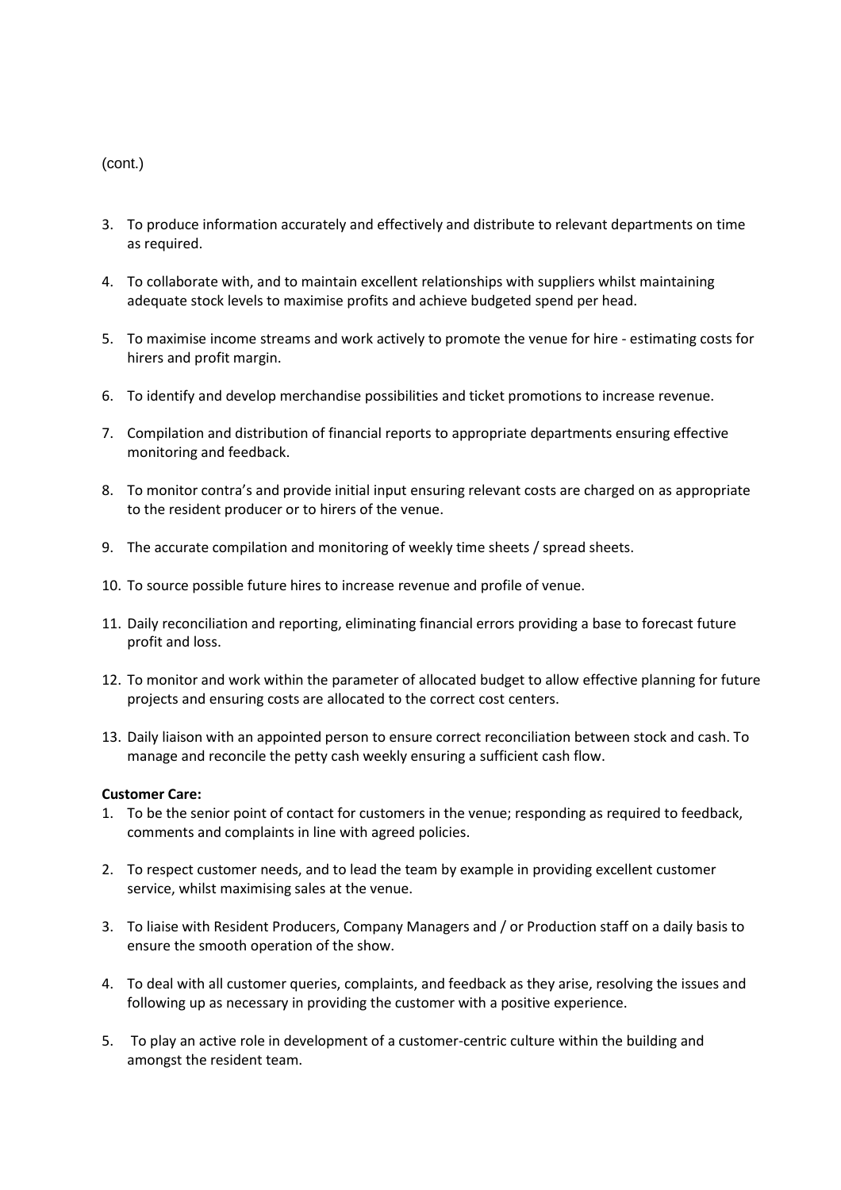(cont.)

3. To produce information accurately and effectively and distribute to relevant departments on time as required.
4. To collaborate with, and to maintain excellent relationships with suppliers whilst maintaining adequate stock levels to maximise profits and achieve budgeted spend per head.
5. To maximise income streams and work actively to promote the venue for hire - estimating costs for hirers and profit margin.
6. To identify and develop merchandise possibilities and ticket promotions to increase revenue.
7. Compilation and distribution of financial reports to appropriate departments ensuring effective monitoring and feedback.
8. To monitor contra's and provide initial input ensuring relevant costs are charged on as appropriate to the resident producer or to hirers of the venue.
9. The accurate compilation and monitoring of weekly time sheets / spread sheets.
10. To source possible future hires to increase revenue and profile of venue.
11. Daily reconciliation and reporting, eliminating financial errors providing a base to forecast future profit and loss.
12. To monitor and work within the parameter of allocated budget to allow effective planning for future projects and ensuring costs are allocated to the correct cost centers.
13. Daily liaison with an appointed person to ensure correct reconciliation between stock and cash. To manage and reconcile the petty cash weekly ensuring a sufficient cash flow.

**Customer Care:**

1. To be the senior point of contact for customers in the venue; responding as required to feedback, comments and complaints in line with agreed policies.
2. To respect customer needs, and to lead the team by example in providing excellent customer service, whilst maximising sales at the venue.
3. To liaise with Resident Producers, Company Managers and / or Production staff on a daily basis to ensure the smooth operation of the show.
4. To deal with all customer queries, complaints, and feedback as they arise, resolving the issues and following up as necessary in providing the customer with a positive experience.
5. To play an active role in development of a customer-centric culture within the building and amongst the resident team.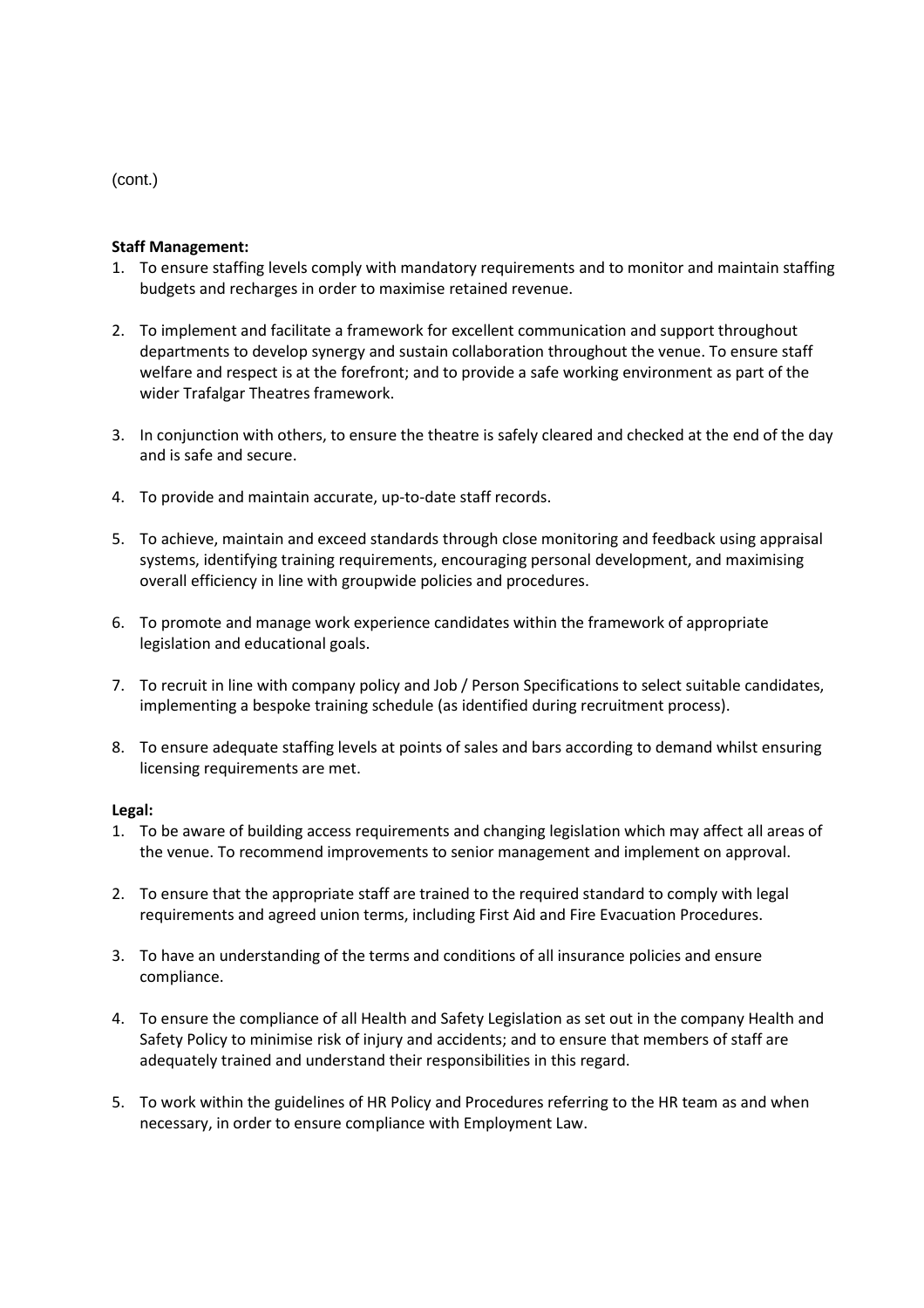(cont.)

**Staff Management:**

1. To ensure staffing levels comply with mandatory requirements and to monitor and maintain staffing budgets and recharges in order to maximise retained revenue.

2. To implement and facilitate a framework for excellent communication and support throughout departments to develop synergy and sustain collaboration throughout the venue. To ensure staff welfare and respect is at the forefront; and to provide a safe working environment as part of the wider Trafalgar Theatres framework.

3. In conjunction with others, to ensure the theatre is safely cleared and checked at the end of the day and is safe and secure.

4. To provide and maintain accurate, up-to-date staff records.

5. To achieve, maintain and exceed standards through close monitoring and feedback using appraisal systems, identifying training requirements, encouraging personal development, and maximising overall efficiency in line with groupwide policies and procedures.

6. To promote and manage work experience candidates within the framework of appropriate legislation and educational goals.

7. To recruit in line with company policy and Job / Person Specifications to select suitable candidates, implementing a bespoke training schedule (as identified during recruitment process).

8. To ensure adequate staffing levels at points of sales and bars according to demand whilst ensuring licensing requirements are met.

**Legal:**

1. To be aware of building access requirements and changing legislation which may affect all areas of the venue. To recommend improvements to senior management and implement on approval.

2. To ensure that the appropriate staff are trained to the required standard to comply with legal requirements and agreed union terms, including First Aid and Fire Evacuation Procedures.

3. To have an understanding of the terms and conditions of all insurance policies and ensure compliance.

4. To ensure the compliance of all Health and Safety Legislation as set out in the company Health and Safety Policy to minimise risk of injury and accidents; and to ensure that members of staff are adequately trained and understand their responsibilities in this regard.

5. To work within the guidelines of HR Policy and Procedures referring to the HR team as and when necessary, in order to ensure compliance with Employment Law.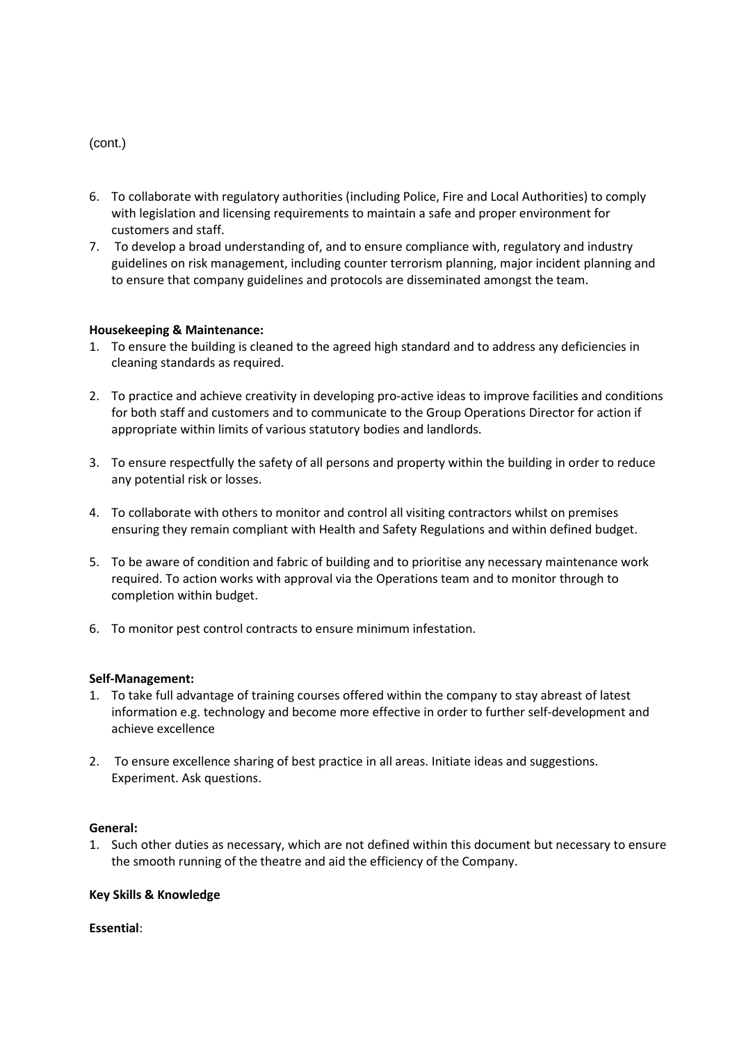(cont.)

6. To collaborate with regulatory authorities (including Police, Fire and Local Authorities) to comply with legislation and licensing requirements to maintain a safe and proper environment for customers and staff.
7. To develop a broad understanding of, and to ensure compliance with, regulatory and industry guidelines on risk management, including counter terrorism planning, major incident planning and to ensure that company guidelines and protocols are disseminated amongst the team.

**Housekeeping & Maintenance:**

1. To ensure the building is cleaned to the agreed high standard and to address any deficiencies in cleaning standards as required.
2. To practice and achieve creativity in developing pro-active ideas to improve facilities and conditions for both staff and customers and to communicate to the Group Operations Director for action if appropriate within limits of various statutory bodies and landlords.
3. To ensure respectfully the safety of all persons and property within the building in order to reduce any potential risk or losses.
4. To collaborate with others to monitor and control all visiting contractors whilst on premises ensuring they remain compliant with Health and Safety Regulations and within defined budget.
5. To be aware of condition and fabric of building and to prioritise any necessary maintenance work required. To action works with approval via the Operations team and to monitor through to completion within budget.
6. To monitor pest control contracts to ensure minimum infestation.

**Self-Management:**

1. To take full advantage of training courses offered within the company to stay abreast of latest information e.g. technology and become more effective in order to further self-development and achieve excellence
2. To ensure excellence sharing of best practice in all areas. Initiate ideas and suggestions. Experiment. Ask questions.

**General:**

1. Such other duties as necessary, which are not defined within this document but necessary to ensure the smooth running of the theatre and aid the efficiency of the Company.

**Key Skills & Knowledge**

**Essential**: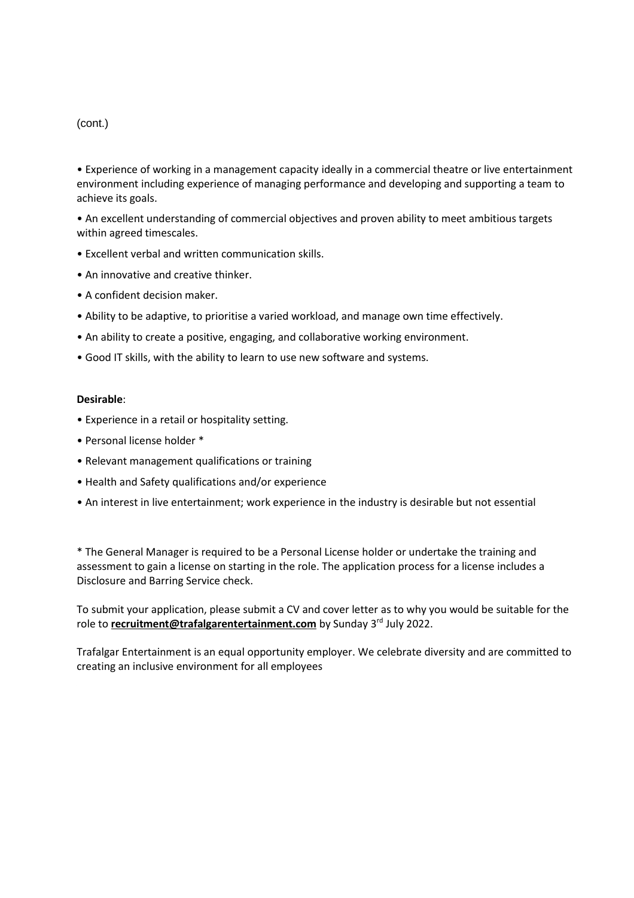(cont.)

- Experience of working in a management capacity ideally in a commercial theatre or live entertainment environment including experience of managing performance and developing and supporting a team to achieve its goals.
- An excellent understanding of commercial objectives and proven ability to meet ambitious targets within agreed timescales.
- Excellent verbal and written communication skills.
- An innovative and creative thinker.
- A confident decision maker.
- Ability to be adaptive, to prioritise a varied workload, and manage own time effectively.
- An ability to create a positive, engaging, and collaborative working environment.
- Good IT skills, with the ability to learn to use new software and systems.

**Desirable**:

- Experience in a retail or hospitality setting.
- Personal license holder *
- Relevant management qualifications or training
- Health and Safety qualifications and/or experience
- An interest in live entertainment; work experience in the industry is desirable but not essential

* The General Manager is required to be a Personal License holder or undertake the training and assessment to gain a license on starting in the role. The application process for a license includes a Disclosure and Barring Service check.

To submit your application, please submit a CV and cover letter as to why you would be suitable for the role to **recruitment@trafalgarentertainment.com** by Sunday 3rd July 2022.

Trafalgar Entertainment is an equal opportunity employer. We celebrate diversity and are committed to creating an inclusive environment for all employees